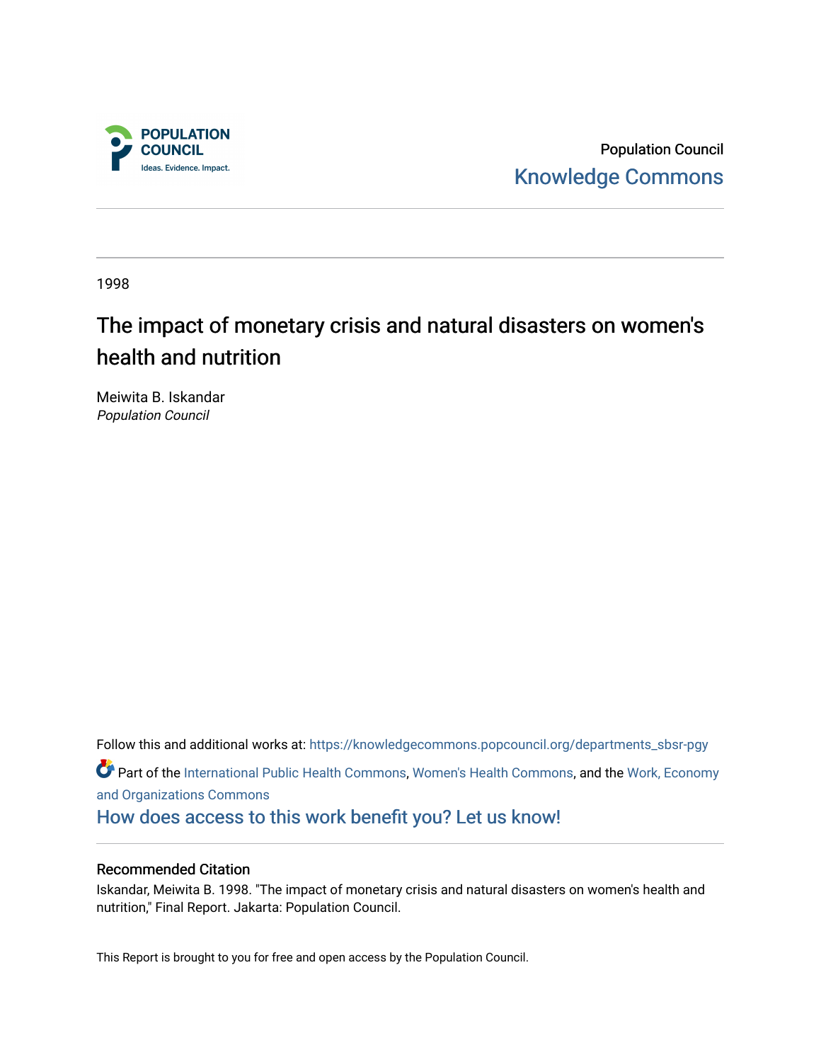Population Council

Knowledge Commons

1998

# The impact of monetary crisis and natural disasters on women's health and nutrition

Meiwita B. Iskandar
*Population Council*

Follow this and additional works at: https://knowledgecommons.popcouncil.org/departments_sbsr-pgy

Part of the International Public Health Commons, Women's Health Commons, and the Work, Economy and Organizations Commons

How does access to this work benefit you? Let us know!

### Recommended Citation

Iskandar, Meiwita B. 1998. "The impact of monetary crisis and natural disasters on women's health and nutrition," Final Report. Jakarta: Population Council.

This Report is brought to you for free and open access by the Population Council.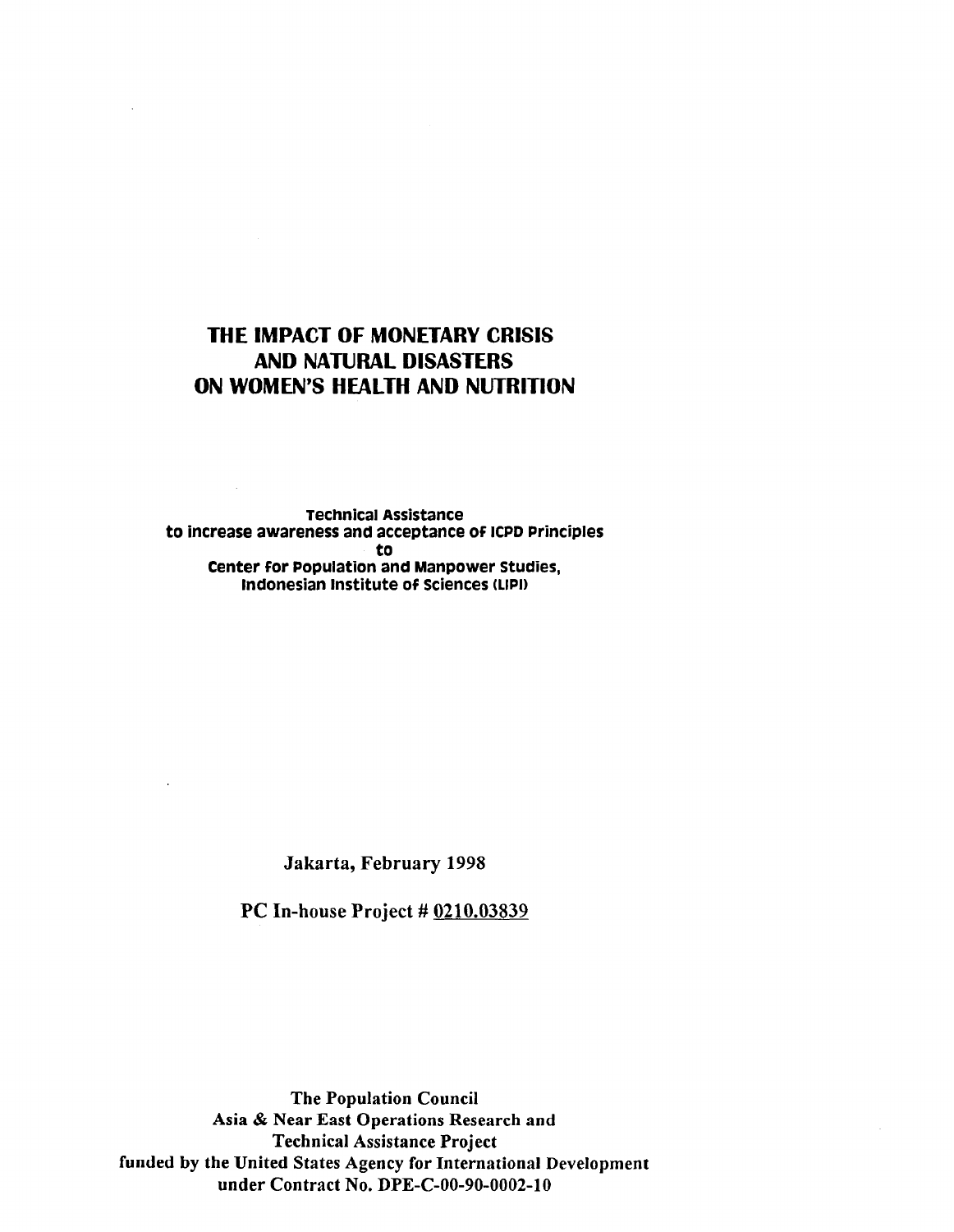# THE IMPACT OF MONETARY CRISIS AND NATURAL DISASTERS ON WOMEN'S HEALTH AND NUTRITION

Technical Assistance
to increase awareness and acceptance of ICPD Principles
to
Center for Population and Manpower Studies,
Indonesian Institute of Sciences (LIPI)

Jakarta, February 1998

PC In-house Project # 0210.03839

The Population Council
Asia & Near East Operations Research and
Technical Assistance Project
funded by the United States Agency for International Development
under Contract No. DPE-C-00-90-0002-10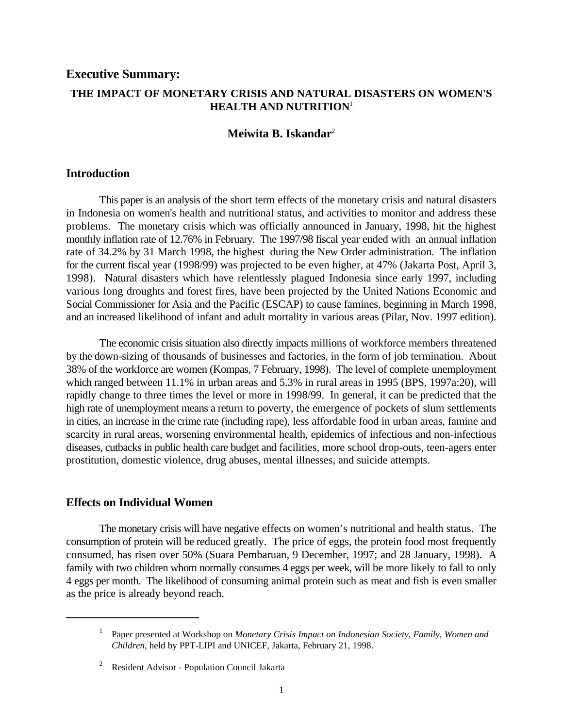## Executive Summary:

### THE IMPACT OF MONETARY CRISIS AND NATURAL DISASTERS ON WOMEN'S HEALTH AND NUTRITION[1]

**Meiwita B. Iskandar**[2]

## Introduction

This paper is an analysis of the short term effects of the monetary crisis and natural disasters in Indonesia on women's health and nutritional status, and activities to monitor and address these problems. The monetary crisis which was officially announced in January, 1998, hit the highest monthly inflation rate of 12.76% in February. The 1997/98 fiscal year ended with an annual inflation rate of 34.2% by 31 March 1998, the highest during the New Order administration. The inflation for the current fiscal year (1998/99) was projected to be even higher, at 47% (Jakarta Post, April 3, 1998). Natural disasters which have relentlessly plagued Indonesia since early 1997, including various long droughts and forest fires, have been projected by the United Nations Economic and Social Commissioner for Asia and the Pacific (ESCAP) to cause famines, beginning in March 1998, and an increased likelihood of infant and adult mortality in various areas (Pilar, Nov. 1997 edition).

The economic crisis situation also directly impacts millions of workforce members threatened by the down-sizing of thousands of businesses and factories, in the form of job termination. About 38% of the workforce are women (Kompas, 7 February, 1998). The level of complete unemployment which ranged between 11.1% in urban areas and 5.3% in rural areas in 1995 (BPS, 1997a:20), will rapidly change to three times the level or more in 1998/99. In general, it can be predicted that the high rate of unemployment means a return to poverty, the emergence of pockets of slum settlements in cities, an increase in the crime rate (including rape), less affordable food in urban areas, famine and scarcity in rural areas, worsening environmental health, epidemics of infectious and non-infectious diseases, cutbacks in public health care budget and facilities, more school drop-outs, teen-agers enter prostitution, domestic violence, drug abuses, mental illnesses, and suicide attempts.

## Effects on Individual Women

The monetary crisis will have negative effects on women's nutritional and health status. The consumption of protein will be reduced greatly. The price of eggs, the protein food most frequently consumed, has risen over 50% (Suara Pembaruan, 9 December, 1997; and 28 January, 1998). A family with two children whom normally consumes 4 eggs per week, will be more likely to fall to only 4 eggs per month. The likelihood of consuming animal protein such as meat and fish is even smaller as the price is already beyond reach.

---

[1] Paper presented at Workshop on *Monetary Crisis Impact on Indonesian Society, Family, Women and Children*, held by PPT-LIPI and UNICEF, Jakarta, February 21, 1998.

[2] Resident Advisor - Population Council Jakarta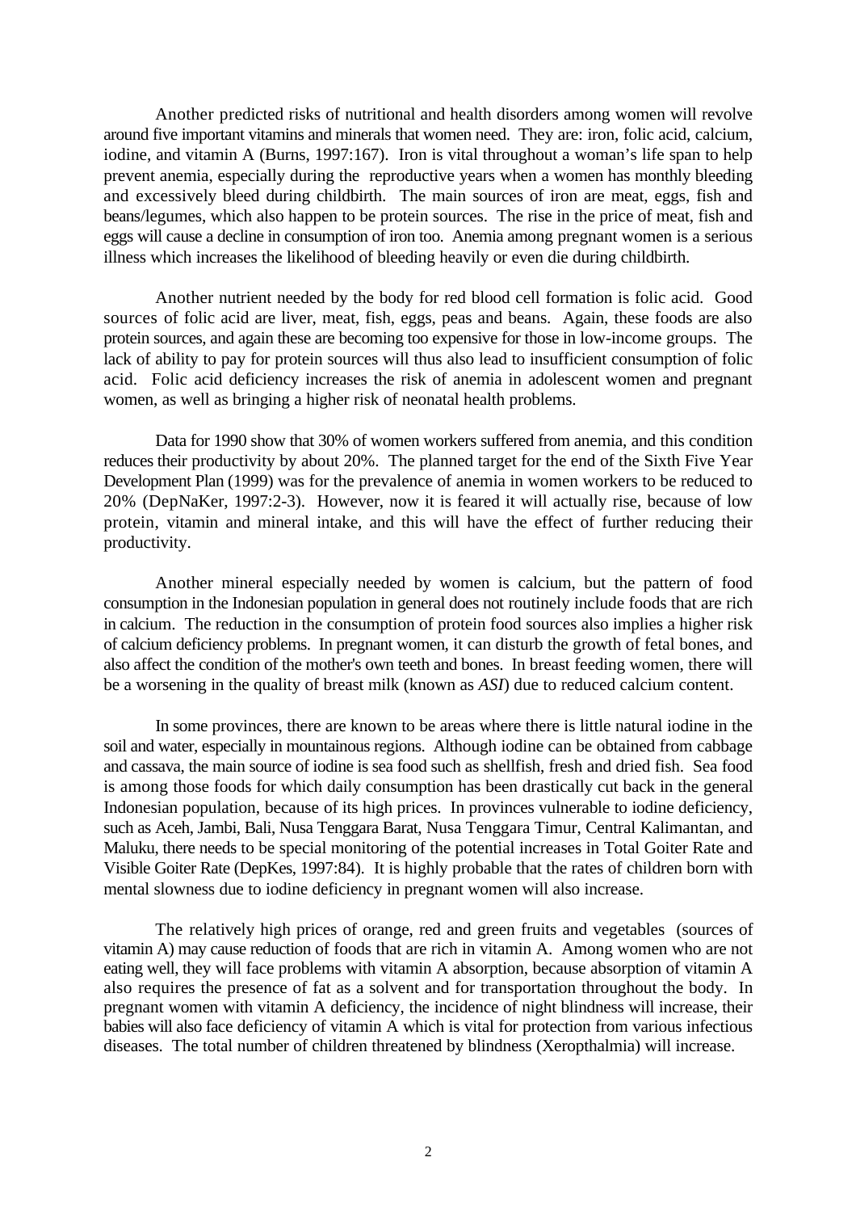Another predicted risks of nutritional and health disorders among women will revolve around five important vitamins and minerals that women need. They are: iron, folic acid, calcium, iodine, and vitamin A (Burns, 1997:167). Iron is vital throughout a woman's life span to help prevent anemia, especially during the reproductive years when a women has monthly bleeding and excessively bleed during childbirth. The main sources of iron are meat, eggs, fish and beans/legumes, which also happen to be protein sources. The rise in the price of meat, fish and eggs will cause a decline in consumption of iron too. Anemia among pregnant women is a serious illness which increases the likelihood of bleeding heavily or even die during childbirth.

Another nutrient needed by the body for red blood cell formation is folic acid. Good sources of folic acid are liver, meat, fish, eggs, peas and beans. Again, these foods are also protein sources, and again these are becoming too expensive for those in low-income groups. The lack of ability to pay for protein sources will thus also lead to insufficient consumption of folic acid. Folic acid deficiency increases the risk of anemia in adolescent women and pregnant women, as well as bringing a higher risk of neonatal health problems.

Data for 1990 show that 30% of women workers suffered from anemia, and this condition reduces their productivity by about 20%. The planned target for the end of the Sixth Five Year Development Plan (1999) was for the prevalence of anemia in women workers to be reduced to 20% (DepNaKer, 1997:2-3). However, now it is feared it will actually rise, because of low protein, vitamin and mineral intake, and this will have the effect of further reducing their productivity.

Another mineral especially needed by women is calcium, but the pattern of food consumption in the Indonesian population in general does not routinely include foods that are rich in calcium. The reduction in the consumption of protein food sources also implies a higher risk of calcium deficiency problems. In pregnant women, it can disturb the growth of fetal bones, and also affect the condition of the mother's own teeth and bones. In breast feeding women, there will be a worsening in the quality of breast milk (known as *ASI*) due to reduced calcium content.

In some provinces, there are known to be areas where there is little natural iodine in the soil and water, especially in mountainous regions. Although iodine can be obtained from cabbage and cassava, the main source of iodine is sea food such as shellfish, fresh and dried fish. Sea food is among those foods for which daily consumption has been drastically cut back in the general Indonesian population, because of its high prices. In provinces vulnerable to iodine deficiency, such as Aceh, Jambi, Bali, Nusa Tenggara Barat, Nusa Tenggara Timur, Central Kalimantan, and Maluku, there needs to be special monitoring of the potential increases in Total Goiter Rate and Visible Goiter Rate (DepKes, 1997:84). It is highly probable that the rates of children born with mental slowness due to iodine deficiency in pregnant women will also increase.

The relatively high prices of orange, red and green fruits and vegetables (sources of vitamin A) may cause reduction of foods that are rich in vitamin A. Among women who are not eating well, they will face problems with vitamin A absorption, because absorption of vitamin A also requires the presence of fat as a solvent and for transportation throughout the body. In pregnant women with vitamin A deficiency, the incidence of night blindness will increase, their babies will also face deficiency of vitamin A which is vital for protection from various infectious diseases. The total number of children threatened by blindness (Xeropthalmia) will increase.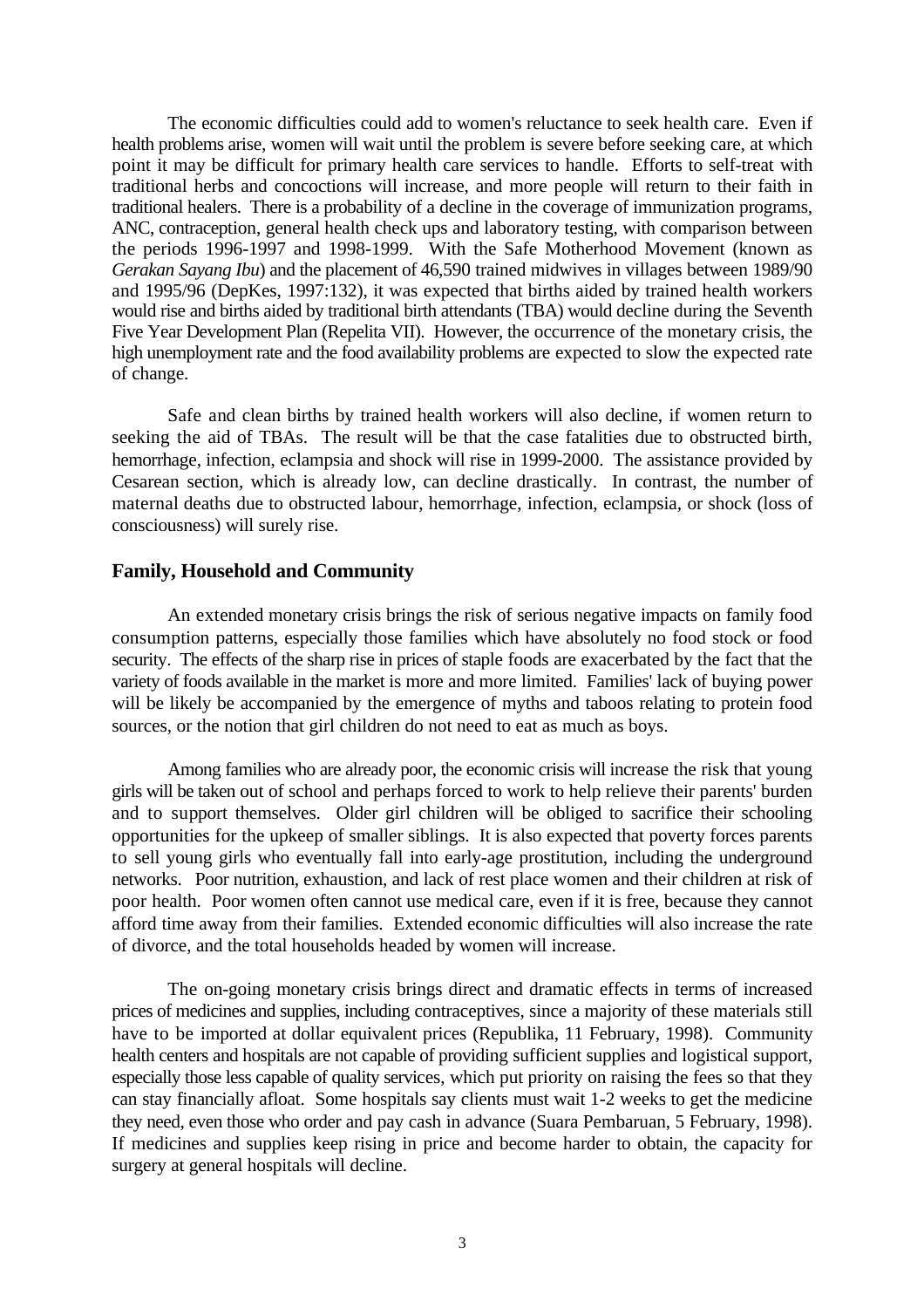The economic difficulties could add to women's reluctance to seek health care. Even if health problems arise, women will wait until the problem is severe before seeking care, at which point it may be difficult for primary health care services to handle. Efforts to self-treat with traditional herbs and concoctions will increase, and more people will return to their faith in traditional healers. There is a probability of a decline in the coverage of immunization programs, ANC, contraception, general health check ups and laboratory testing, with comparison between the periods 1996-1997 and 1998-1999. With the Safe Motherhood Movement (known as *Gerakan Sayang Ibu*) and the placement of 46,590 trained midwives in villages between 1989/90 and 1995/96 (DepKes, 1997:132), it was expected that births aided by trained health workers would rise and births aided by traditional birth attendants (TBA) would decline during the Seventh Five Year Development Plan (Repelita VII). However, the occurrence of the monetary crisis, the high unemployment rate and the food availability problems are expected to slow the expected rate of change.

Safe and clean births by trained health workers will also decline, if women return to seeking the aid of TBAs. The result will be that the case fatalities due to obstructed birth, hemorrhage, infection, eclampsia and shock will rise in 1999-2000. The assistance provided by Cesarean section, which is already low, can decline drastically. In contrast, the number of maternal deaths due to obstructed labour, hemorrhage, infection, eclampsia, or shock (loss of consciousness) will surely rise.

## Family, Household and Community

An extended monetary crisis brings the risk of serious negative impacts on family food consumption patterns, especially those families which have absolutely no food stock or food security. The effects of the sharp rise in prices of staple foods are exacerbated by the fact that the variety of foods available in the market is more and more limited. Families' lack of buying power will be likely be accompanied by the emergence of myths and taboos relating to protein food sources, or the notion that girl children do not need to eat as much as boys.

Among families who are already poor, the economic crisis will increase the risk that young girls will be taken out of school and perhaps forced to work to help relieve their parents' burden and to support themselves. Older girl children will be obliged to sacrifice their schooling opportunities for the upkeep of smaller siblings. It is also expected that poverty forces parents to sell young girls who eventually fall into early-age prostitution, including the underground networks. Poor nutrition, exhaustion, and lack of rest place women and their children at risk of poor health. Poor women often cannot use medical care, even if it is free, because they cannot afford time away from their families. Extended economic difficulties will also increase the rate of divorce, and the total households headed by women will increase.

The on-going monetary crisis brings direct and dramatic effects in terms of increased prices of medicines and supplies, including contraceptives, since a majority of these materials still have to be imported at dollar equivalent prices (Republika, 11 February, 1998). Community health centers and hospitals are not capable of providing sufficient supplies and logistical support, especially those less capable of quality services, which put priority on raising the fees so that they can stay financially afloat. Some hospitals say clients must wait 1-2 weeks to get the medicine they need, even those who order and pay cash in advance (Suara Pembaruan, 5 February, 1998). If medicines and supplies keep rising in price and become harder to obtain, the capacity for surgery at general hospitals will decline.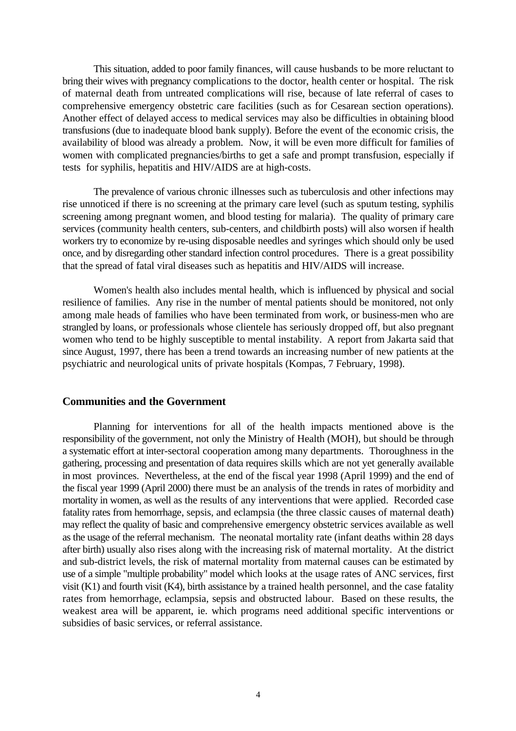This situation, added to poor family finances, will cause husbands to be more reluctant to bring their wives with pregnancy complications to the doctor, health center or hospital. The risk of maternal death from untreated complications will rise, because of late referral of cases to comprehensive emergency obstetric care facilities (such as for Cesarean section operations). Another effect of delayed access to medical services may also be difficulties in obtaining blood transfusions (due to inadequate blood bank supply). Before the event of the economic crisis, the availability of blood was already a problem. Now, it will be even more difficult for families of women with complicated pregnancies/births to get a safe and prompt transfusion, especially if tests for syphilis, hepatitis and HIV/AIDS are at high-costs.

The prevalence of various chronic illnesses such as tuberculosis and other infections may rise unnoticed if there is no screening at the primary care level (such as sputum testing, syphilis screening among pregnant women, and blood testing for malaria). The quality of primary care services (community health centers, sub-centers, and childbirth posts) will also worsen if health workers try to economize by re-using disposable needles and syringes which should only be used once, and by disregarding other standard infection control procedures. There is a great possibility that the spread of fatal viral diseases such as hepatitis and HIV/AIDS will increase.

Women's health also includes mental health, which is influenced by physical and social resilience of families. Any rise in the number of mental patients should be monitored, not only among male heads of families who have been terminated from work, or business-men who are strangled by loans, or professionals whose clientele has seriously dropped off, but also pregnant women who tend to be highly susceptible to mental instability. A report from Jakarta said that since August, 1997, there has been a trend towards an increasing number of new patients at the psychiatric and neurological units of private hospitals (Kompas, 7 February, 1998).

## Communities and the Government

Planning for interventions for all of the health impacts mentioned above is the responsibility of the government, not only the Ministry of Health (MOH), but should be through a systematic effort at inter-sectoral cooperation among many departments. Thoroughness in the gathering, processing and presentation of data requires skills which are not yet generally available in most provinces. Nevertheless, at the end of the fiscal year 1998 (April 1999) and the end of the fiscal year 1999 (April 2000) there must be an analysis of the trends in rates of morbidity and mortality in women, as well as the results of any interventions that were applied. Recorded case fatality rates from hemorrhage, sepsis, and eclampsia (the three classic causes of maternal death) may reflect the quality of basic and comprehensive emergency obstetric services available as well as the usage of the referral mechanism. The neonatal mortality rate (infant deaths within 28 days after birth) usually also rises along with the increasing risk of maternal mortality. At the district and sub-district levels, the risk of maternal mortality from maternal causes can be estimated by use of a simple "multiple probability" model which looks at the usage rates of ANC services, first visit (K1) and fourth visit (K4), birth assistance by a trained health personnel, and the case fatality rates from hemorrhage, eclampsia, sepsis and obstructed labour. Based on these results, the weakest area will be apparent, ie. which programs need additional specific interventions or subsidies of basic services, or referral assistance.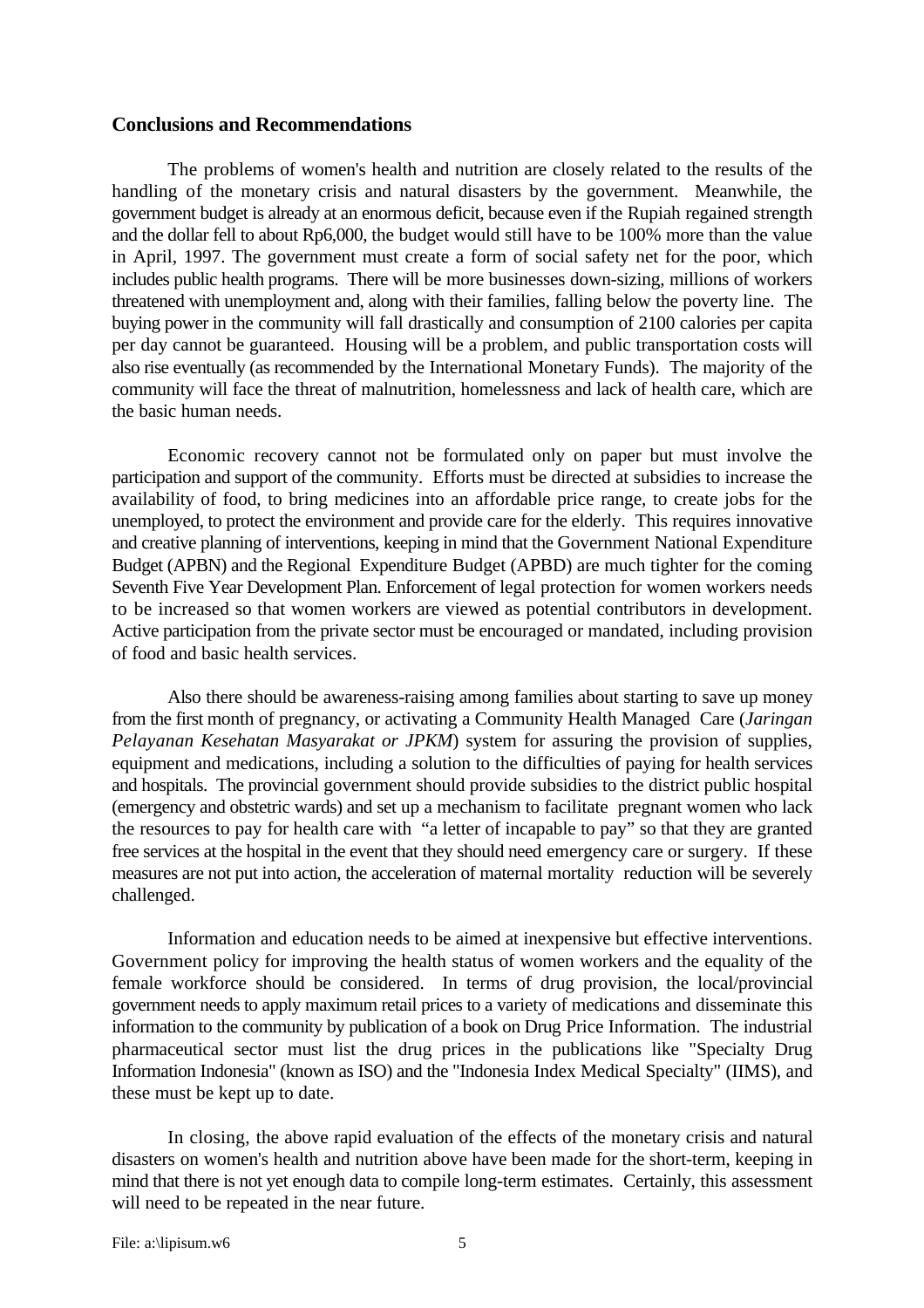## Conclusions and Recommendations

The problems of women's health and nutrition are closely related to the results of the handling of the monetary crisis and natural disasters by the government. Meanwhile, the government budget is already at an enormous deficit, because even if the Rupiah regained strength and the dollar fell to about Rp6,000, the budget would still have to be 100% more than the value in April, 1997. The government must create a form of social safety net for the poor, which includes public health programs. There will be more businesses down-sizing, millions of workers threatened with unemployment and, along with their families, falling below the poverty line. The buying power in the community will fall drastically and consumption of 2100 calories per capita per day cannot be guaranteed. Housing will be a problem, and public transportation costs will also rise eventually (as recommended by the International Monetary Funds). The majority of the community will face the threat of malnutrition, homelessness and lack of health care, which are the basic human needs.

Economic recovery cannot not be formulated only on paper but must involve the participation and support of the community. Efforts must be directed at subsidies to increase the availability of food, to bring medicines into an affordable price range, to create jobs for the unemployed, to protect the environment and provide care for the elderly. This requires innovative and creative planning of interventions, keeping in mind that the Government National Expenditure Budget (APBN) and the Regional Expenditure Budget (APBD) are much tighter for the coming Seventh Five Year Development Plan. Enforcement of legal protection for women workers needs to be increased so that women workers are viewed as potential contributors in development. Active participation from the private sector must be encouraged or mandated, including provision of food and basic health services.

Also there should be awareness-raising among families about starting to save up money from the first month of pregnancy, or activating a Community Health Managed Care (*Jaringan Pelayanan Kesehatan Masyarakat or JPKM*) system for assuring the provision of supplies, equipment and medications, including a solution to the difficulties of paying for health services and hospitals. The provincial government should provide subsidies to the district public hospital (emergency and obstetric wards) and set up a mechanism to facilitate pregnant women who lack the resources to pay for health care with "a letter of incapable to pay" so that they are granted free services at the hospital in the event that they should need emergency care or surgery. If these measures are not put into action, the acceleration of maternal mortality reduction will be severely challenged.

Information and education needs to be aimed at inexpensive but effective interventions. Government policy for improving the health status of women workers and the equality of the female workforce should be considered. In terms of drug provision, the local/provincial government needs to apply maximum retail prices to a variety of medications and disseminate this information to the community by publication of a book on Drug Price Information. The industrial pharmaceutical sector must list the drug prices in the publications like "Specialty Drug Information Indonesia" (known as ISO) and the "Indonesia Index Medical Specialty" (IIMS), and these must be kept up to date.

In closing, the above rapid evaluation of the effects of the monetary crisis and natural disasters on women's health and nutrition above have been made for the short-term, keeping in mind that there is not yet enough data to compile long-term estimates. Certainly, this assessment will need to be repeated in the near future.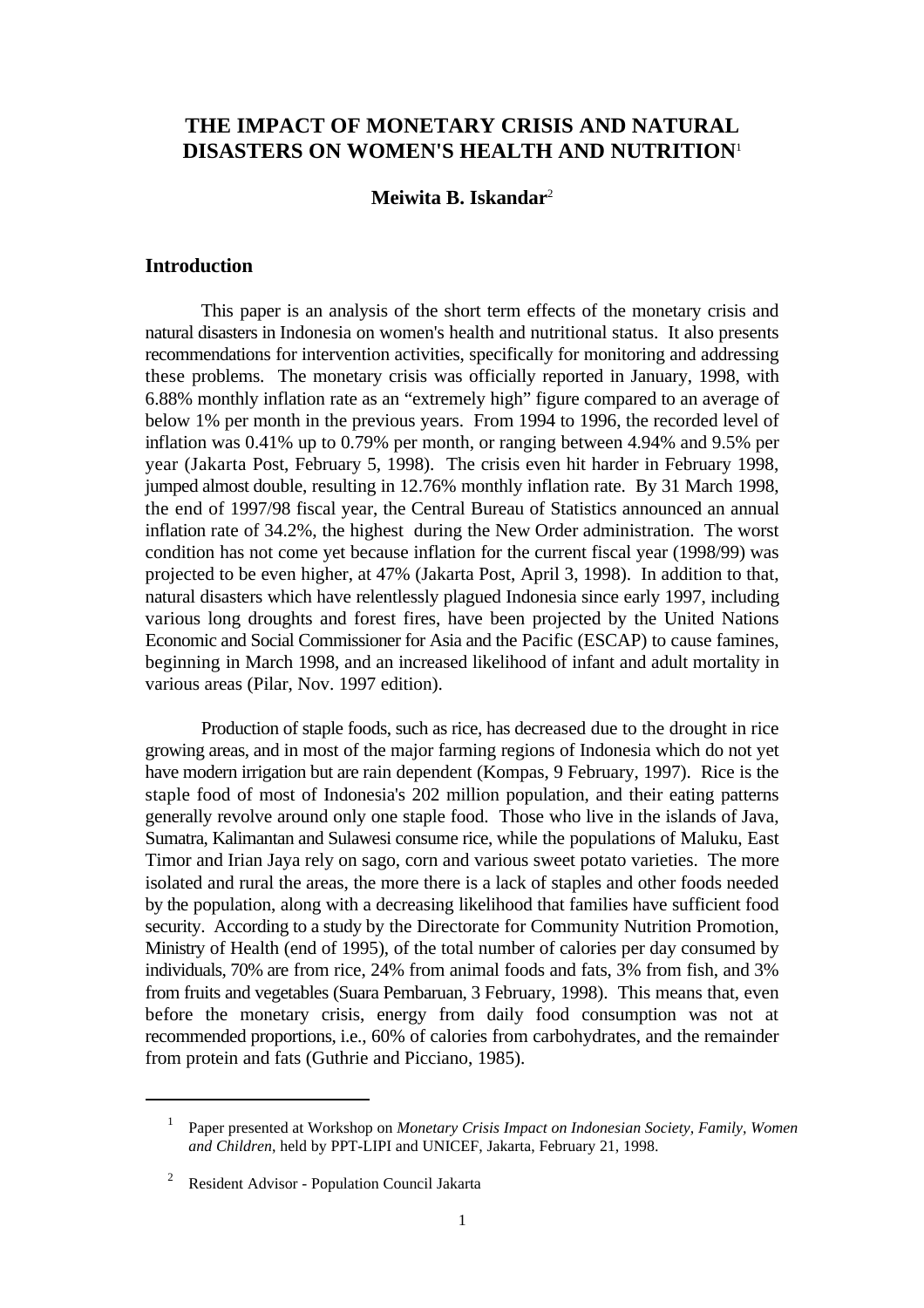# THE IMPACT OF MONETARY CRISIS AND NATURAL DISASTERS ON WOMEN'S HEALTH AND NUTRITION[1]

**Meiwita B. Iskandar**[2]

## Introduction

This paper is an analysis of the short term effects of the monetary crisis and natural disasters in Indonesia on women's health and nutritional status. It also presents recommendations for intervention activities, specifically for monitoring and addressing these problems. The monetary crisis was officially reported in January, 1998, with 6.88% monthly inflation rate as an "extremely high" figure compared to an average of below 1% per month in the previous years. From 1994 to 1996, the recorded level of inflation was 0.41% up to 0.79% per month, or ranging between 4.94% and 9.5% per year (Jakarta Post, February 5, 1998). The crisis even hit harder in February 1998, jumped almost double, resulting in 12.76% monthly inflation rate. By 31 March 1998, the end of 1997/98 fiscal year, the Central Bureau of Statistics announced an annual inflation rate of 34.2%, the highest during the New Order administration. The worst condition has not come yet because inflation for the current fiscal year (1998/99) was projected to be even higher, at 47% (Jakarta Post, April 3, 1998). In addition to that, natural disasters which have relentlessly plagued Indonesia since early 1997, including various long droughts and forest fires, have been projected by the United Nations Economic and Social Commissioner for Asia and the Pacific (ESCAP) to cause famines, beginning in March 1998, and an increased likelihood of infant and adult mortality in various areas (Pilar, Nov. 1997 edition).

Production of staple foods, such as rice, has decreased due to the drought in rice growing areas, and in most of the major farming regions of Indonesia which do not yet have modern irrigation but are rain dependent (Kompas, 9 February, 1997). Rice is the staple food of most of Indonesia's 202 million population, and their eating patterns generally revolve around only one staple food. Those who live in the islands of Java, Sumatra, Kalimantan and Sulawesi consume rice, while the populations of Maluku, East Timor and Irian Jaya rely on sago, corn and various sweet potato varieties. The more isolated and rural the areas, the more there is a lack of staples and other foods needed by the population, along with a decreasing likelihood that families have sufficient food security. According to a study by the Directorate for Community Nutrition Promotion, Ministry of Health (end of 1995), of the total number of calories per day consumed by individuals, 70% are from rice, 24% from animal foods and fats, 3% from fish, and 3% from fruits and vegetables (Suara Pembaruan, 3 February, 1998). This means that, even before the monetary crisis, energy from daily food consumption was not at recommended proportions, i.e., 60% of calories from carbohydrates, and the remainder from protein and fats (Guthrie and Picciano, 1985).

---

[1] Paper presented at Workshop on *Monetary Crisis Impact on Indonesian Society, Family, Women and Children*, held by PPT-LIPI and UNICEF, Jakarta, February 21, 1998.

[2] Resident Advisor - Population Council Jakarta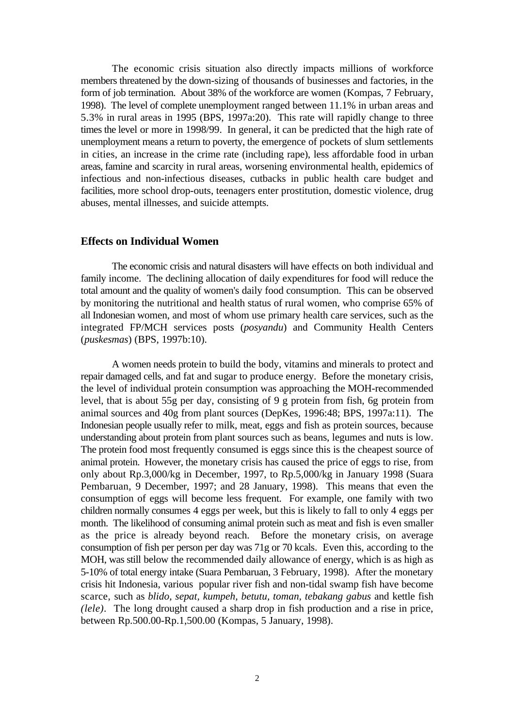The economic crisis situation also directly impacts millions of workforce members threatened by the down-sizing of thousands of businesses and factories, in the form of job termination. About 38% of the workforce are women (Kompas, 7 February, 1998). The level of complete unemployment ranged between 11.1% in urban areas and 5.3% in rural areas in 1995 (BPS, 1997a:20). This rate will rapidly change to three times the level or more in 1998/99. In general, it can be predicted that the high rate of unemployment means a return to poverty, the emergence of pockets of slum settlements in cities, an increase in the crime rate (including rape), less affordable food in urban areas, famine and scarcity in rural areas, worsening environmental health, epidemics of infectious and non-infectious diseases, cutbacks in public health care budget and facilities, more school drop-outs, teenagers enter prostitution, domestic violence, drug abuses, mental illnesses, and suicide attempts.

## Effects on Individual Women

The economic crisis and natural disasters will have effects on both individual and family income. The declining allocation of daily expenditures for food will reduce the total amount and the quality of women's daily food consumption. This can be observed by monitoring the nutritional and health status of rural women, who comprise 65% of all Indonesian women, and most of whom use primary health care services, such as the integrated FP/MCH services posts (*posyandu*) and Community Health Centers (*puskesmas*) (BPS, 1997b:10).

A women needs protein to build the body, vitamins and minerals to protect and repair damaged cells, and fat and sugar to produce energy. Before the monetary crisis, the level of individual protein consumption was approaching the MOH-recommended level, that is about 55g per day, consisting of 9 g protein from fish, 6g protein from animal sources and 40g from plant sources (DepKes, 1996:48; BPS, 1997a:11). The Indonesian people usually refer to milk, meat, eggs and fish as protein sources, because understanding about protein from plant sources such as beans, legumes and nuts is low. The protein food most frequently consumed is eggs since this is the cheapest source of animal protein. However, the monetary crisis has caused the price of eggs to rise, from only about Rp.3,000/kg in December, 1997, to Rp.5,000/kg in January 1998 (Suara Pembaruan, 9 December, 1997; and 28 January, 1998). This means that even the consumption of eggs will become less frequent. For example, one family with two children normally consumes 4 eggs per week, but this is likely to fall to only 4 eggs per month. The likelihood of consuming animal protein such as meat and fish is even smaller as the price is already beyond reach. Before the monetary crisis, on average consumption of fish per person per day was 71g or 70 kcals. Even this, according to the MOH, was still below the recommended daily allowance of energy, which is as high as 5-10% of total energy intake (Suara Pembaruan, 3 February, 1998). After the monetary crisis hit Indonesia, various popular river fish and non-tidal swamp fish have become scarce, such as *blido, sepat, kumpeh, betutu, toman, tebakang gabus* and kettle fish *(lele)*. The long drought caused a sharp drop in fish production and a rise in price, between Rp.500.00-Rp.1,500.00 (Kompas, 5 January, 1998).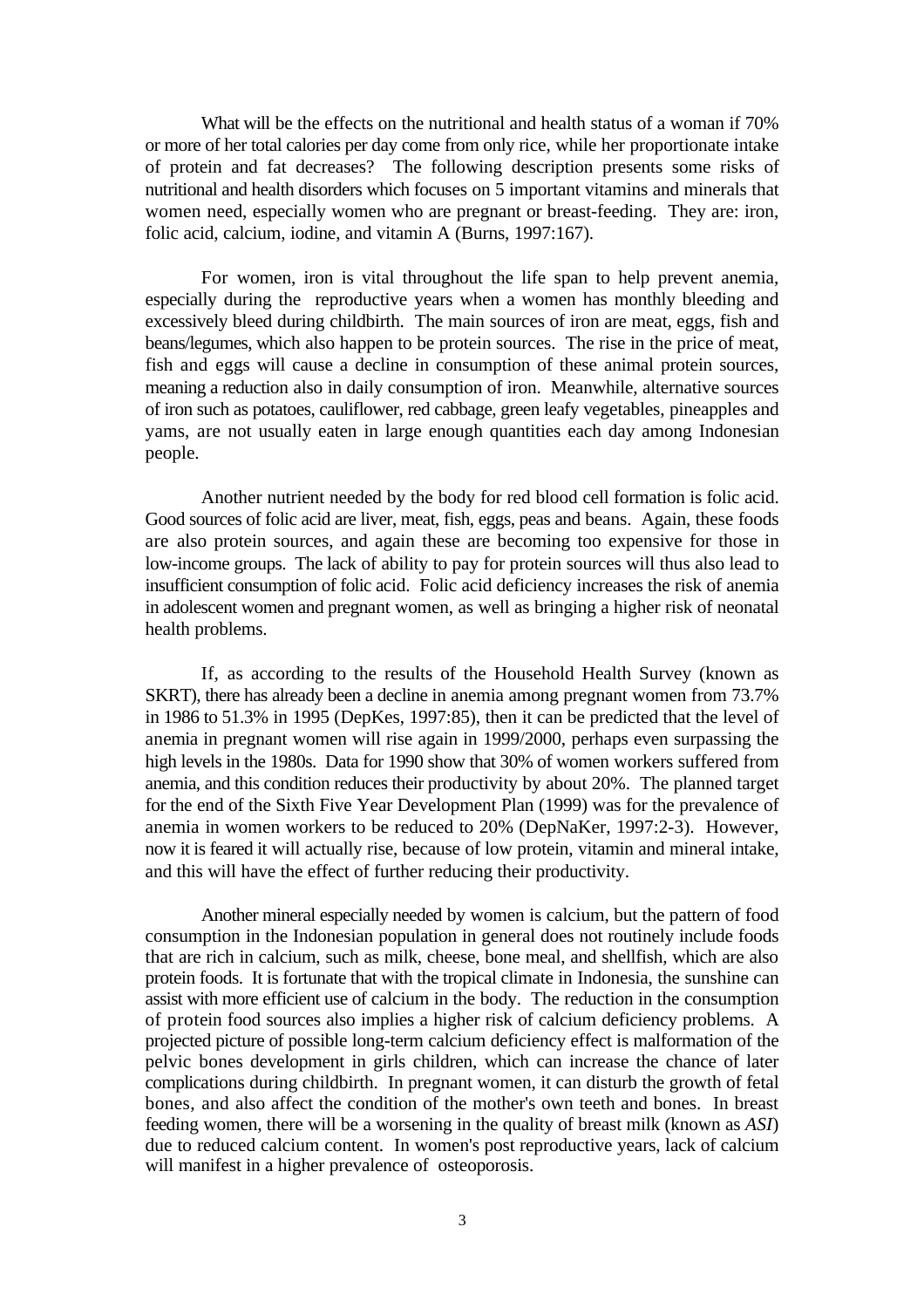What will be the effects on the nutritional and health status of a woman if 70% or more of her total calories per day come from only rice, while her proportionate intake of protein and fat decreases? The following description presents some risks of nutritional and health disorders which focuses on 5 important vitamins and minerals that women need, especially women who are pregnant or breast-feeding. They are: iron, folic acid, calcium, iodine, and vitamin A (Burns, 1997:167).

For women, iron is vital throughout the life span to help prevent anemia, especially during the reproductive years when a women has monthly bleeding and excessively bleed during childbirth. The main sources of iron are meat, eggs, fish and beans/legumes, which also happen to be protein sources. The rise in the price of meat, fish and eggs will cause a decline in consumption of these animal protein sources, meaning a reduction also in daily consumption of iron. Meanwhile, alternative sources of iron such as potatoes, cauliflower, red cabbage, green leafy vegetables, pineapples and yams, are not usually eaten in large enough quantities each day among Indonesian people.

Another nutrient needed by the body for red blood cell formation is folic acid. Good sources of folic acid are liver, meat, fish, eggs, peas and beans. Again, these foods are also protein sources, and again these are becoming too expensive for those in low-income groups. The lack of ability to pay for protein sources will thus also lead to insufficient consumption of folic acid. Folic acid deficiency increases the risk of anemia in adolescent women and pregnant women, as well as bringing a higher risk of neonatal health problems.

If, as according to the results of the Household Health Survey (known as SKRT), there has already been a decline in anemia among pregnant women from 73.7% in 1986 to 51.3% in 1995 (DepKes, 1997:85), then it can be predicted that the level of anemia in pregnant women will rise again in 1999/2000, perhaps even surpassing the high levels in the 1980s. Data for 1990 show that 30% of women workers suffered from anemia, and this condition reduces their productivity by about 20%. The planned target for the end of the Sixth Five Year Development Plan (1999) was for the prevalence of anemia in women workers to be reduced to 20% (DepNaKer, 1997:2-3). However, now it is feared it will actually rise, because of low protein, vitamin and mineral intake, and this will have the effect of further reducing their productivity.

Another mineral especially needed by women is calcium, but the pattern of food consumption in the Indonesian population in general does not routinely include foods that are rich in calcium, such as milk, cheese, bone meal, and shellfish, which are also protein foods. It is fortunate that with the tropical climate in Indonesia, the sunshine can assist with more efficient use of calcium in the body. The reduction in the consumption of protein food sources also implies a higher risk of calcium deficiency problems. A projected picture of possible long-term calcium deficiency effect is malformation of the pelvic bones development in girls children, which can increase the chance of later complications during childbirth. In pregnant women, it can disturb the growth of fetal bones, and also affect the condition of the mother's own teeth and bones. In breast feeding women, there will be a worsening in the quality of breast milk (known as *ASI*) due to reduced calcium content. In women's post reproductive years, lack of calcium will manifest in a higher prevalence of osteoporosis.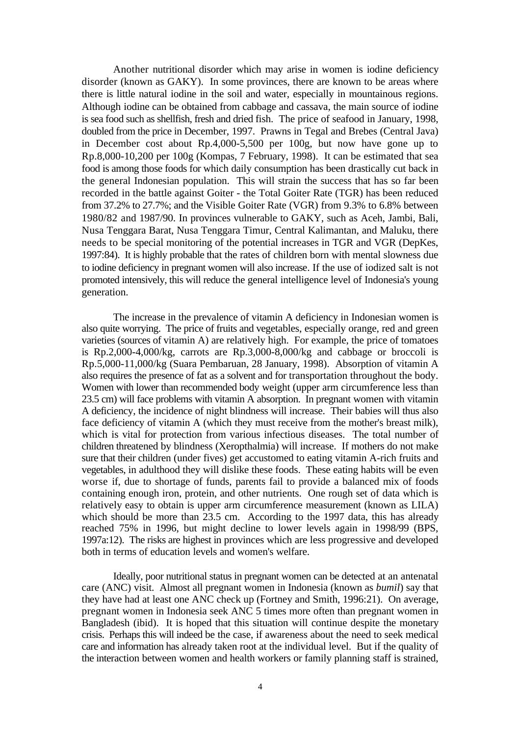Another nutritional disorder which may arise in women is iodine deficiency disorder (known as GAKY). In some provinces, there are known to be areas where there is little natural iodine in the soil and water, especially in mountainous regions. Although iodine can be obtained from cabbage and cassava, the main source of iodine is sea food such as shellfish, fresh and dried fish. The price of seafood in January, 1998, doubled from the price in December, 1997. Prawns in Tegal and Brebes (Central Java) in December cost about Rp.4,000-5,500 per 100g, but now have gone up to Rp.8,000-10,200 per 100g (Kompas, 7 February, 1998). It can be estimated that sea food is among those foods for which daily consumption has been drastically cut back in the general Indonesian population. This will strain the success that has so far been recorded in the battle against Goiter - the Total Goiter Rate (TGR) has been reduced from 37.2% to 27.7%; and the Visible Goiter Rate (VGR) from 9.3% to 6.8% between 1980/82 and 1987/90. In provinces vulnerable to GAKY, such as Aceh, Jambi, Bali, Nusa Tenggara Barat, Nusa Tenggara Timur, Central Kalimantan, and Maluku, there needs to be special monitoring of the potential increases in TGR and VGR (DepKes, 1997:84). It is highly probable that the rates of children born with mental slowness due to iodine deficiency in pregnant women will also increase. If the use of iodized salt is not promoted intensively, this will reduce the general intelligence level of Indonesia's young generation.

The increase in the prevalence of vitamin A deficiency in Indonesian women is also quite worrying. The price of fruits and vegetables, especially orange, red and green varieties (sources of vitamin A) are relatively high. For example, the price of tomatoes is Rp.2,000-4,000/kg, carrots are Rp.3,000-8,000/kg and cabbage or broccoli is Rp.5,000-11,000/kg (Suara Pembaruan, 28 January, 1998). Absorption of vitamin A also requires the presence of fat as a solvent and for transportation throughout the body. Women with lower than recommended body weight (upper arm circumference less than 23.5 cm) will face problems with vitamin A absorption. In pregnant women with vitamin A deficiency, the incidence of night blindness will increase. Their babies will thus also face deficiency of vitamin A (which they must receive from the mother's breast milk), which is vital for protection from various infectious diseases. The total number of children threatened by blindness (Xeropthalmia) will increase. If mothers do not make sure that their children (under fives) get accustomed to eating vitamin A-rich fruits and vegetables, in adulthood they will dislike these foods. These eating habits will be even worse if, due to shortage of funds, parents fail to provide a balanced mix of foods containing enough iron, protein, and other nutrients. One rough set of data which is relatively easy to obtain is upper arm circumference measurement (known as LILA) which should be more than 23.5 cm. According to the 1997 data, this has already reached 75% in 1996, but might decline to lower levels again in 1998/99 (BPS, 1997a:12). The risks are highest in provinces which are less progressive and developed both in terms of education levels and women's welfare.

Ideally, poor nutritional status in pregnant women can be detected at an antenatal care (ANC) visit. Almost all pregnant women in Indonesia (known as *bumil*) say that they have had at least one ANC check up (Fortney and Smith, 1996:21). On average, pregnant women in Indonesia seek ANC 5 times more often than pregnant women in Bangladesh (ibid). It is hoped that this situation will continue despite the monetary crisis. Perhaps this will indeed be the case, if awareness about the need to seek medical care and information has already taken root at the individual level. But if the quality of the interaction between women and health workers or family planning staff is strained,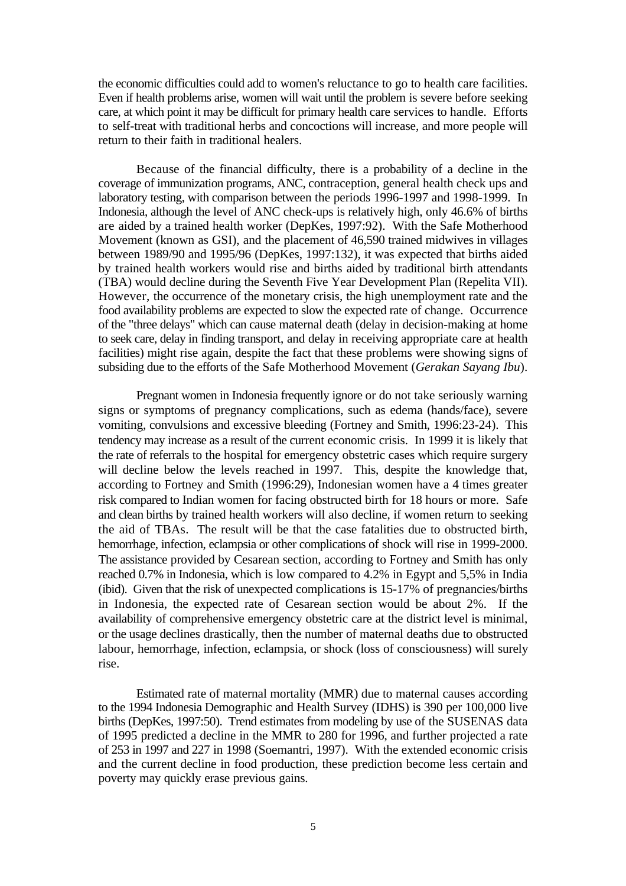the economic difficulties could add to women's reluctance to go to health care facilities. Even if health problems arise, women will wait until the problem is severe before seeking care, at which point it may be difficult for primary health care services to handle. Efforts to self-treat with traditional herbs and concoctions will increase, and more people will return to their faith in traditional healers.

Because of the financial difficulty, there is a probability of a decline in the coverage of immunization programs, ANC, contraception, general health check ups and laboratory testing, with comparison between the periods 1996-1997 and 1998-1999. In Indonesia, although the level of ANC check-ups is relatively high, only 46.6% of births are aided by a trained health worker (DepKes, 1997:92). With the Safe Motherhood Movement (known as GSI), and the placement of 46,590 trained midwives in villages between 1989/90 and 1995/96 (DepKes, 1997:132), it was expected that births aided by trained health workers would rise and births aided by traditional birth attendants (TBA) would decline during the Seventh Five Year Development Plan (Repelita VII). However, the occurrence of the monetary crisis, the high unemployment rate and the food availability problems are expected to slow the expected rate of change. Occurrence of the "three delays" which can cause maternal death (delay in decision-making at home to seek care, delay in finding transport, and delay in receiving appropriate care at health facilities) might rise again, despite the fact that these problems were showing signs of subsiding due to the efforts of the Safe Motherhood Movement (*Gerakan Sayang Ibu*).

Pregnant women in Indonesia frequently ignore or do not take seriously warning signs or symptoms of pregnancy complications, such as edema (hands/face), severe vomiting, convulsions and excessive bleeding (Fortney and Smith, 1996:23-24). This tendency may increase as a result of the current economic crisis. In 1999 it is likely that the rate of referrals to the hospital for emergency obstetric cases which require surgery will decline below the levels reached in 1997. This, despite the knowledge that, according to Fortney and Smith (1996:29), Indonesian women have a 4 times greater risk compared to Indian women for facing obstructed birth for 18 hours or more. Safe and clean births by trained health workers will also decline, if women return to seeking the aid of TBAs. The result will be that the case fatalities due to obstructed birth, hemorrhage, infection, eclampsia or other complications of shock will rise in 1999-2000. The assistance provided by Cesarean section, according to Fortney and Smith has only reached 0.7% in Indonesia, which is low compared to 4.2% in Egypt and 5,5% in India (ibid). Given that the risk of unexpected complications is 15-17% of pregnancies/births in Indonesia, the expected rate of Cesarean section would be about 2%. If the availability of comprehensive emergency obstetric care at the district level is minimal, or the usage declines drastically, then the number of maternal deaths due to obstructed labour, hemorrhage, infection, eclampsia, or shock (loss of consciousness) will surely rise.

Estimated rate of maternal mortality (MMR) due to maternal causes according to the 1994 Indonesia Demographic and Health Survey (IDHS) is 390 per 100,000 live births (DepKes, 1997:50). Trend estimates from modeling by use of the SUSENAS data of 1995 predicted a decline in the MMR to 280 for 1996, and further projected a rate of 253 in 1997 and 227 in 1998 (Soemantri, 1997). With the extended economic crisis and the current decline in food production, these prediction become less certain and poverty may quickly erase previous gains.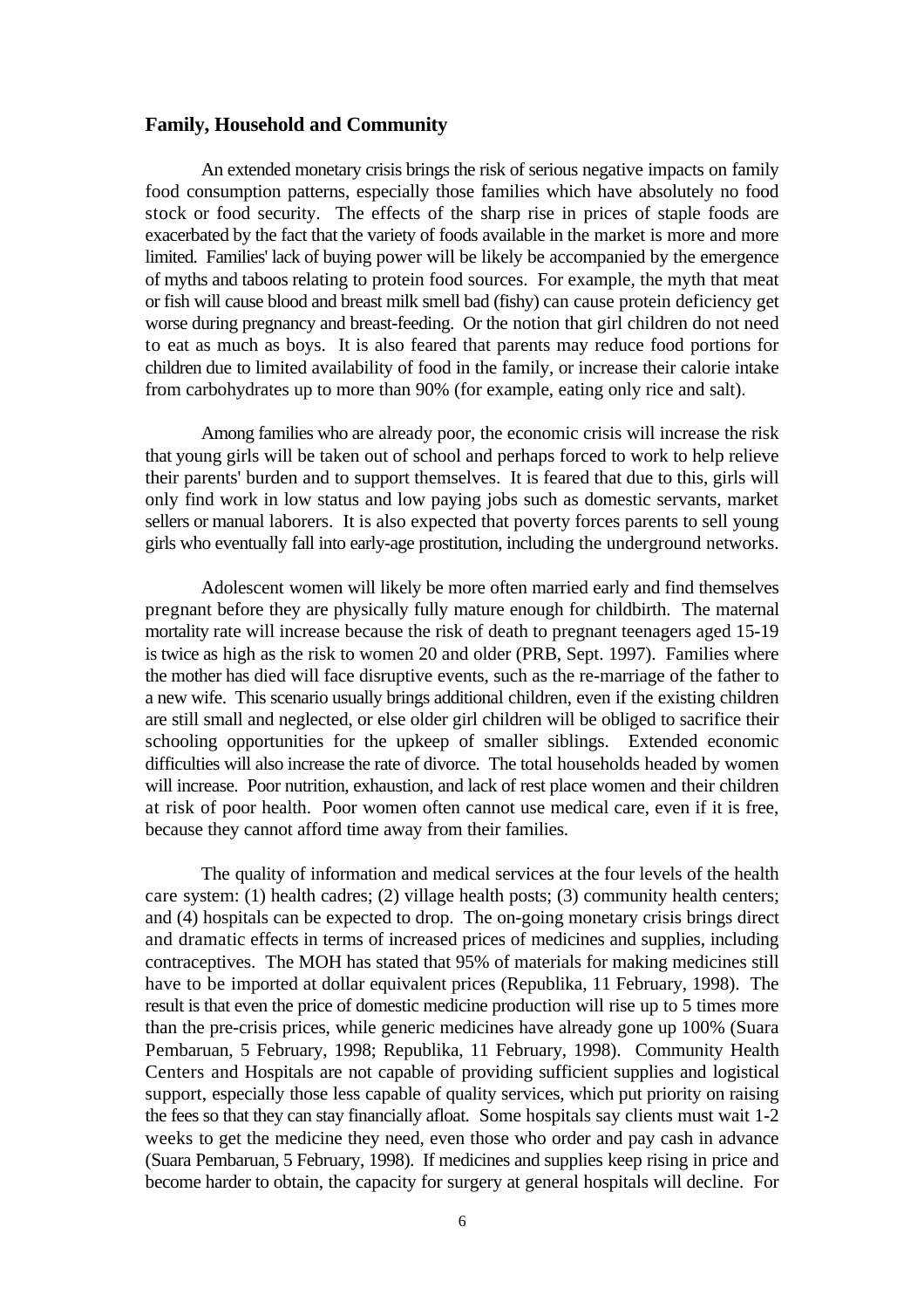## Family, Household and Community

An extended monetary crisis brings the risk of serious negative impacts on family food consumption patterns, especially those families which have absolutely no food stock or food security. The effects of the sharp rise in prices of staple foods are exacerbated by the fact that the variety of foods available in the market is more and more limited. Families' lack of buying power will be likely be accompanied by the emergence of myths and taboos relating to protein food sources. For example, the myth that meat or fish will cause blood and breast milk smell bad (fishy) can cause protein deficiency get worse during pregnancy and breast-feeding. Or the notion that girl children do not need to eat as much as boys. It is also feared that parents may reduce food portions for children due to limited availability of food in the family, or increase their calorie intake from carbohydrates up to more than 90% (for example, eating only rice and salt).

Among families who are already poor, the economic crisis will increase the risk that young girls will be taken out of school and perhaps forced to work to help relieve their parents' burden and to support themselves. It is feared that due to this, girls will only find work in low status and low paying jobs such as domestic servants, market sellers or manual laborers. It is also expected that poverty forces parents to sell young girls who eventually fall into early-age prostitution, including the underground networks.

Adolescent women will likely be more often married early and find themselves pregnant before they are physically fully mature enough for childbirth. The maternal mortality rate will increase because the risk of death to pregnant teenagers aged 15-19 is twice as high as the risk to women 20 and older (PRB, Sept. 1997). Families where the mother has died will face disruptive events, such as the re-marriage of the father to a new wife. This scenario usually brings additional children, even if the existing children are still small and neglected, or else older girl children will be obliged to sacrifice their schooling opportunities for the upkeep of smaller siblings. Extended economic difficulties will also increase the rate of divorce. The total households headed by women will increase. Poor nutrition, exhaustion, and lack of rest place women and their children at risk of poor health. Poor women often cannot use medical care, even if it is free, because they cannot afford time away from their families.

The quality of information and medical services at the four levels of the health care system: (1) health cadres; (2) village health posts; (3) community health centers; and (4) hospitals can be expected to drop. The on-going monetary crisis brings direct and dramatic effects in terms of increased prices of medicines and supplies, including contraceptives. The MOH has stated that 95% of materials for making medicines still have to be imported at dollar equivalent prices (Republika, 11 February, 1998). The result is that even the price of domestic medicine production will rise up to 5 times more than the pre-crisis prices, while generic medicines have already gone up 100% (Suara Pembaruan, 5 February, 1998; Republika, 11 February, 1998). Community Health Centers and Hospitals are not capable of providing sufficient supplies and logistical support, especially those less capable of quality services, which put priority on raising the fees so that they can stay financially afloat. Some hospitals say clients must wait 1-2 weeks to get the medicine they need, even those who order and pay cash in advance (Suara Pembaruan, 5 February, 1998). If medicines and supplies keep rising in price and become harder to obtain, the capacity for surgery at general hospitals will decline. For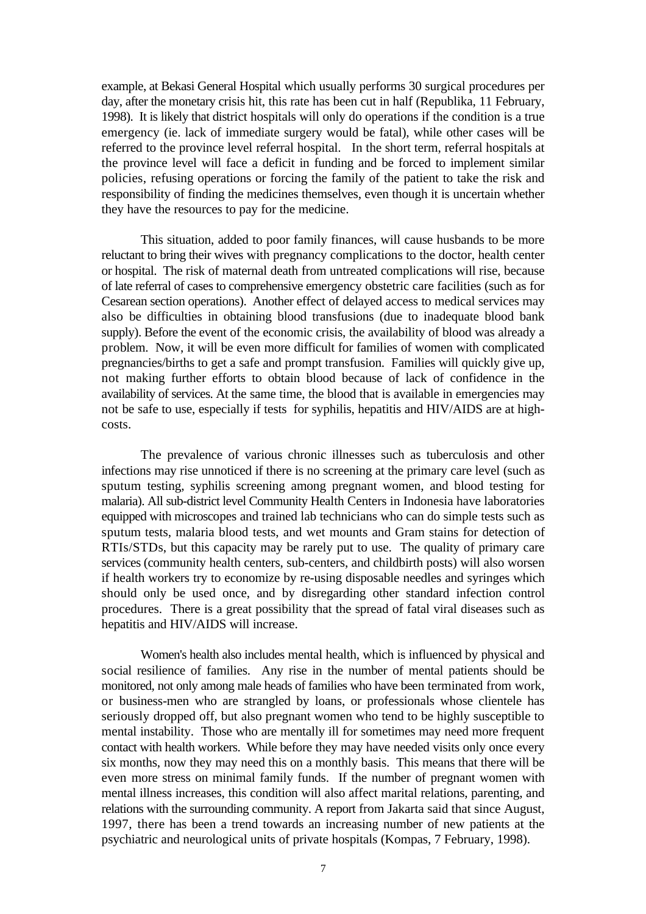example, at Bekasi General Hospital which usually performs 30 surgical procedures per day, after the monetary crisis hit, this rate has been cut in half (Republika, 11 February, 1998). It is likely that district hospitals will only do operations if the condition is a true emergency (ie. lack of immediate surgery would be fatal), while other cases will be referred to the province level referral hospital. In the short term, referral hospitals at the province level will face a deficit in funding and be forced to implement similar policies, refusing operations or forcing the family of the patient to take the risk and responsibility of finding the medicines themselves, even though it is uncertain whether they have the resources to pay for the medicine.

This situation, added to poor family finances, will cause husbands to be more reluctant to bring their wives with pregnancy complications to the doctor, health center or hospital. The risk of maternal death from untreated complications will rise, because of late referral of cases to comprehensive emergency obstetric care facilities (such as for Cesarean section operations). Another effect of delayed access to medical services may also be difficulties in obtaining blood transfusions (due to inadequate blood bank supply). Before the event of the economic crisis, the availability of blood was already a problem. Now, it will be even more difficult for families of women with complicated pregnancies/births to get a safe and prompt transfusion. Families will quickly give up, not making further efforts to obtain blood because of lack of confidence in the availability of services. At the same time, the blood that is available in emergencies may not be safe to use, especially if tests for syphilis, hepatitis and HIV/AIDS are at high-costs.

The prevalence of various chronic illnesses such as tuberculosis and other infections may rise unnoticed if there is no screening at the primary care level (such as sputum testing, syphilis screening among pregnant women, and blood testing for malaria). All sub-district level Community Health Centers in Indonesia have laboratories equipped with microscopes and trained lab technicians who can do simple tests such as sputum tests, malaria blood tests, and wet mounts and Gram stains for detection of RTIs/STDs, but this capacity may be rarely put to use. The quality of primary care services (community health centers, sub-centers, and childbirth posts) will also worsen if health workers try to economize by re-using disposable needles and syringes which should only be used once, and by disregarding other standard infection control procedures. There is a great possibility that the spread of fatal viral diseases such as hepatitis and HIV/AIDS will increase.

Women's health also includes mental health, which is influenced by physical and social resilience of families. Any rise in the number of mental patients should be monitored, not only among male heads of families who have been terminated from work, or business-men who are strangled by loans, or professionals whose clientele has seriously dropped off, but also pregnant women who tend to be highly susceptible to mental instability. Those who are mentally ill for sometimes may need more frequent contact with health workers. While before they may have needed visits only once every six months, now they may need this on a monthly basis. This means that there will be even more stress on minimal family funds. If the number of pregnant women with mental illness increases, this condition will also affect marital relations, parenting, and relations with the surrounding community. A report from Jakarta said that since August, 1997, there has been a trend towards an increasing number of new patients at the psychiatric and neurological units of private hospitals (Kompas, 7 February, 1998).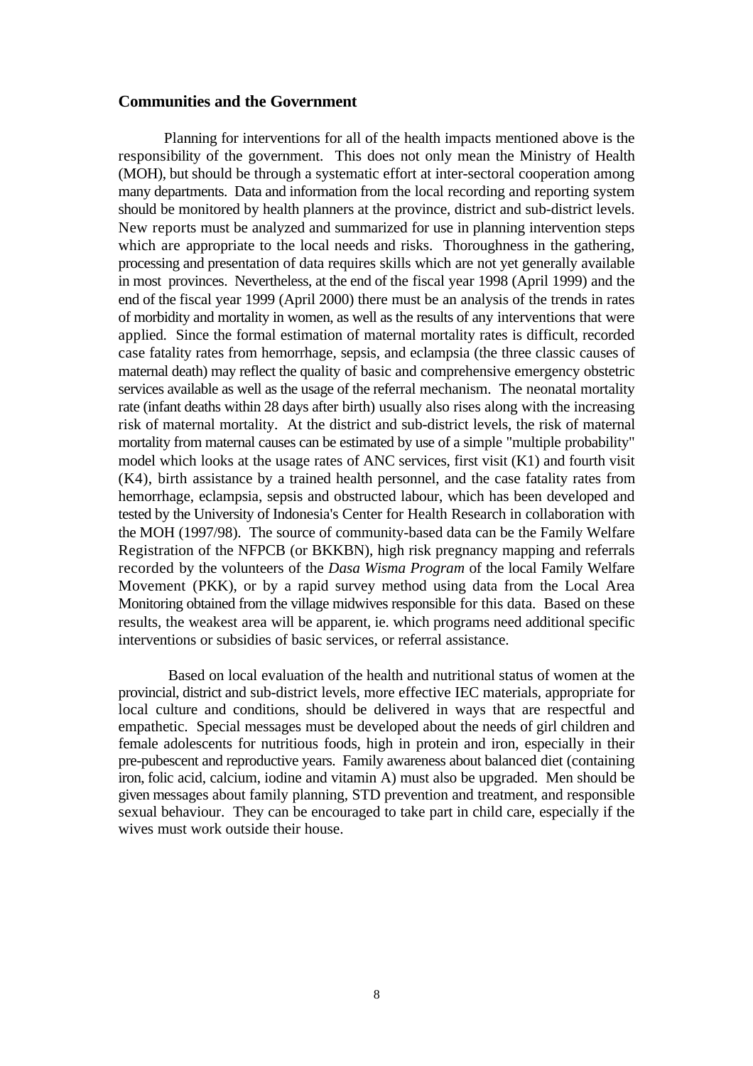## Communities and the Government

Planning for interventions for all of the health impacts mentioned above is the responsibility of the government. This does not only mean the Ministry of Health (MOH), but should be through a systematic effort at inter-sectoral cooperation among many departments. Data and information from the local recording and reporting system should be monitored by health planners at the province, district and sub-district levels. New reports must be analyzed and summarized for use in planning intervention steps which are appropriate to the local needs and risks. Thoroughness in the gathering, processing and presentation of data requires skills which are not yet generally available in most provinces. Nevertheless, at the end of the fiscal year 1998 (April 1999) and the end of the fiscal year 1999 (April 2000) there must be an analysis of the trends in rates of morbidity and mortality in women, as well as the results of any interventions that were applied. Since the formal estimation of maternal mortality rates is difficult, recorded case fatality rates from hemorrhage, sepsis, and eclampsia (the three classic causes of maternal death) may reflect the quality of basic and comprehensive emergency obstetric services available as well as the usage of the referral mechanism. The neonatal mortality rate (infant deaths within 28 days after birth) usually also rises along with the increasing risk of maternal mortality. At the district and sub-district levels, the risk of maternal mortality from maternal causes can be estimated by use of a simple "multiple probability" model which looks at the usage rates of ANC services, first visit (K1) and fourth visit (K4), birth assistance by a trained health personnel, and the case fatality rates from hemorrhage, eclampsia, sepsis and obstructed labour, which has been developed and tested by the University of Indonesia's Center for Health Research in collaboration with the MOH (1997/98). The source of community-based data can be the Family Welfare Registration of the NFPCB (or BKKBN), high risk pregnancy mapping and referrals recorded by the volunteers of the *Dasa Wisma Program* of the local Family Welfare Movement (PKK), or by a rapid survey method using data from the Local Area Monitoring obtained from the village midwives responsible for this data. Based on these results, the weakest area will be apparent, ie. which programs need additional specific interventions or subsidies of basic services, or referral assistance.

Based on local evaluation of the health and nutritional status of women at the provincial, district and sub-district levels, more effective IEC materials, appropriate for local culture and conditions, should be delivered in ways that are respectful and empathetic. Special messages must be developed about the needs of girl children and female adolescents for nutritious foods, high in protein and iron, especially in their pre-pubescent and reproductive years. Family awareness about balanced diet (containing iron, folic acid, calcium, iodine and vitamin A) must also be upgraded. Men should be given messages about family planning, STD prevention and treatment, and responsible sexual behaviour. They can be encouraged to take part in child care, especially if the wives must work outside their house.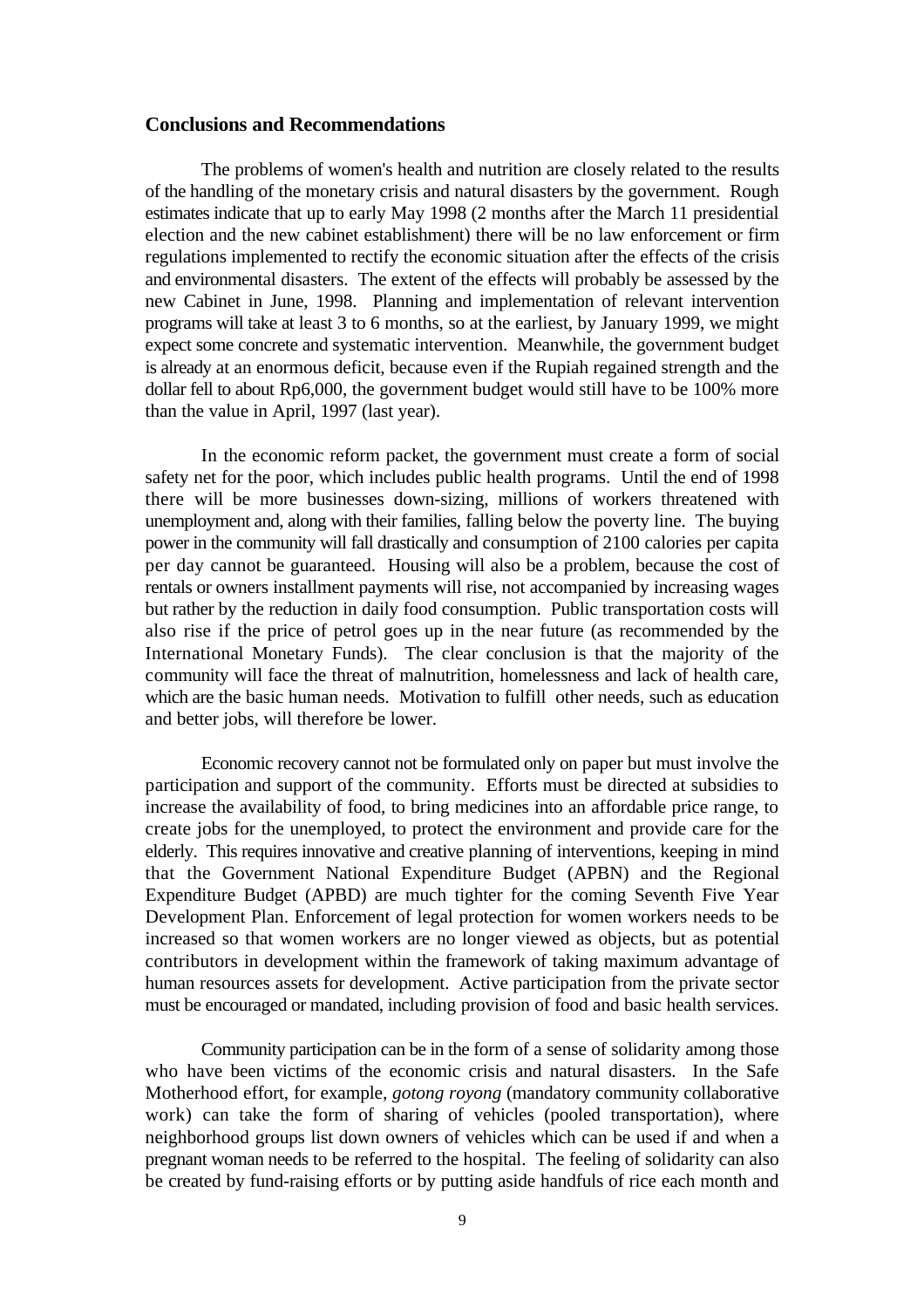## Conclusions and Recommendations

The problems of women's health and nutrition are closely related to the results of the handling of the monetary crisis and natural disasters by the government. Rough estimates indicate that up to early May 1998 (2 months after the March 11 presidential election and the new cabinet establishment) there will be no law enforcement or firm regulations implemented to rectify the economic situation after the effects of the crisis and environmental disasters. The extent of the effects will probably be assessed by the new Cabinet in June, 1998. Planning and implementation of relevant intervention programs will take at least 3 to 6 months, so at the earliest, by January 1999, we might expect some concrete and systematic intervention. Meanwhile, the government budget is already at an enormous deficit, because even if the Rupiah regained strength and the dollar fell to about Rp6,000, the government budget would still have to be 100% more than the value in April, 1997 (last year).

In the economic reform packet, the government must create a form of social safety net for the poor, which includes public health programs. Until the end of 1998 there will be more businesses down-sizing, millions of workers threatened with unemployment and, along with their families, falling below the poverty line. The buying power in the community will fall drastically and consumption of 2100 calories per capita per day cannot be guaranteed. Housing will also be a problem, because the cost of rentals or owners installment payments will rise, not accompanied by increasing wages but rather by the reduction in daily food consumption. Public transportation costs will also rise if the price of petrol goes up in the near future (as recommended by the International Monetary Funds). The clear conclusion is that the majority of the community will face the threat of malnutrition, homelessness and lack of health care, which are the basic human needs. Motivation to fulfill other needs, such as education and better jobs, will therefore be lower.

Economic recovery cannot not be formulated only on paper but must involve the participation and support of the community. Efforts must be directed at subsidies to increase the availability of food, to bring medicines into an affordable price range, to create jobs for the unemployed, to protect the environment and provide care for the elderly. This requires innovative and creative planning of interventions, keeping in mind that the Government National Expenditure Budget (APBN) and the Regional Expenditure Budget (APBD) are much tighter for the coming Seventh Five Year Development Plan. Enforcement of legal protection for women workers needs to be increased so that women workers are no longer viewed as objects, but as potential contributors in development within the framework of taking maximum advantage of human resources assets for development. Active participation from the private sector must be encouraged or mandated, including provision of food and basic health services.

Community participation can be in the form of a sense of solidarity among those who have been victims of the economic crisis and natural disasters. In the Safe Motherhood effort, for example, *gotong royong* (mandatory community collaborative work) can take the form of sharing of vehicles (pooled transportation), where neighborhood groups list down owners of vehicles which can be used if and when a pregnant woman needs to be referred to the hospital. The feeling of solidarity can also be created by fund-raising efforts or by putting aside handfuls of rice each month and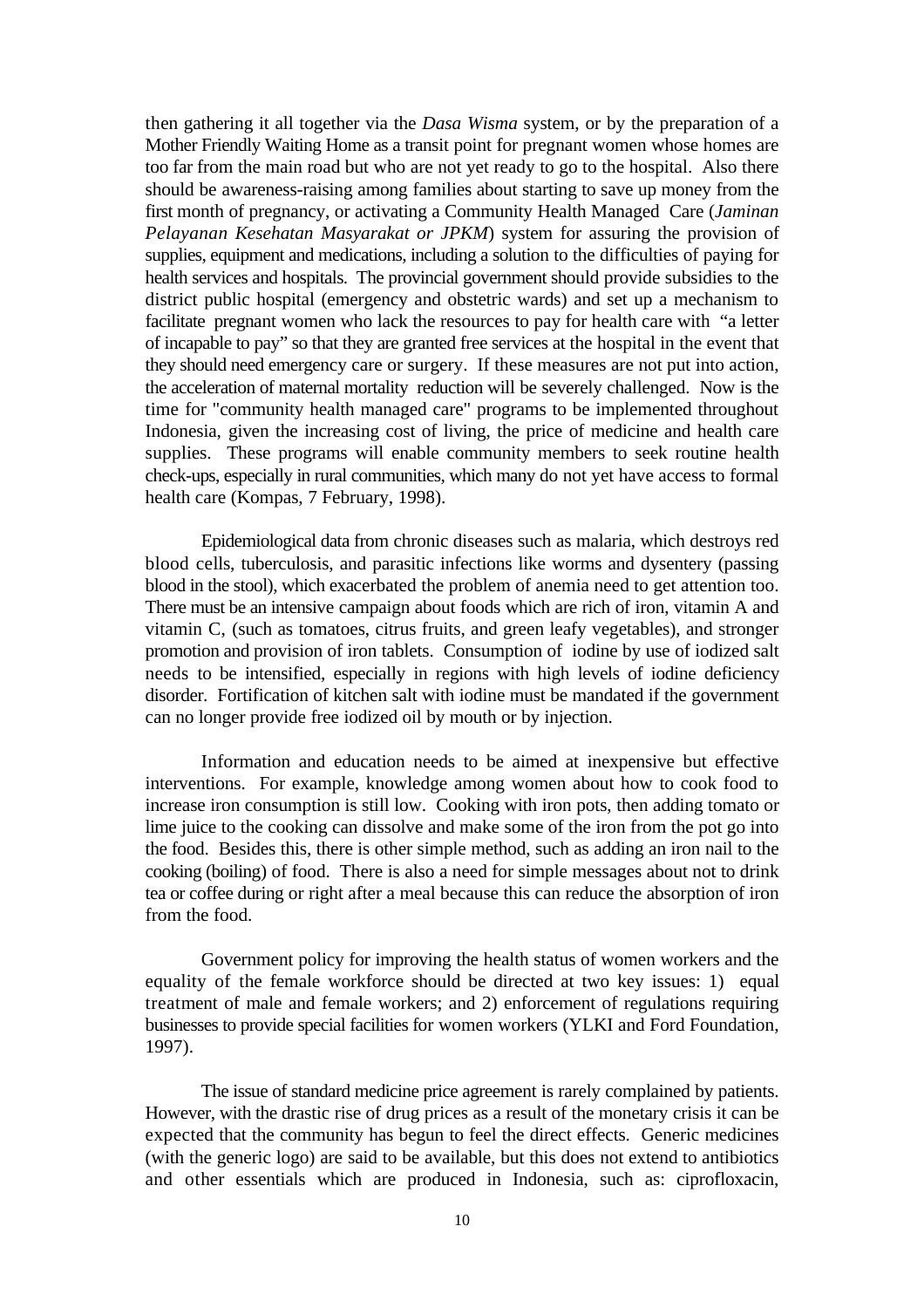then gathering it all together via the *Dasa Wisma* system, or by the preparation of a Mother Friendly Waiting Home as a transit point for pregnant women whose homes are too far from the main road but who are not yet ready to go to the hospital. Also there should be awareness-raising among families about starting to save up money from the first month of pregnancy, or activating a Community Health Managed Care (*Jaminan Pelayanan Kesehatan Masyarakat or JPKM*) system for assuring the provision of supplies, equipment and medications, including a solution to the difficulties of paying for health services and hospitals. The provincial government should provide subsidies to the district public hospital (emergency and obstetric wards) and set up a mechanism to facilitate pregnant women who lack the resources to pay for health care with "a letter of incapable to pay" so that they are granted free services at the hospital in the event that they should need emergency care or surgery. If these measures are not put into action, the acceleration of maternal mortality reduction will be severely challenged. Now is the time for "community health managed care" programs to be implemented throughout Indonesia, given the increasing cost of living, the price of medicine and health care supplies. These programs will enable community members to seek routine health check-ups, especially in rural communities, which many do not yet have access to formal health care (Kompas, 7 February, 1998).

Epidemiological data from chronic diseases such as malaria, which destroys red blood cells, tuberculosis, and parasitic infections like worms and dysentery (passing blood in the stool), which exacerbated the problem of anemia need to get attention too. There must be an intensive campaign about foods which are rich of iron, vitamin A and vitamin C, (such as tomatoes, citrus fruits, and green leafy vegetables), and stronger promotion and provision of iron tablets. Consumption of iodine by use of iodized salt needs to be intensified, especially in regions with high levels of iodine deficiency disorder. Fortification of kitchen salt with iodine must be mandated if the government can no longer provide free iodized oil by mouth or by injection.

Information and education needs to be aimed at inexpensive but effective interventions. For example, knowledge among women about how to cook food to increase iron consumption is still low. Cooking with iron pots, then adding tomato or lime juice to the cooking can dissolve and make some of the iron from the pot go into the food. Besides this, there is other simple method, such as adding an iron nail to the cooking (boiling) of food. There is also a need for simple messages about not to drink tea or coffee during or right after a meal because this can reduce the absorption of iron from the food.

Government policy for improving the health status of women workers and the equality of the female workforce should be directed at two key issues: 1) equal treatment of male and female workers; and 2) enforcement of regulations requiring businesses to provide special facilities for women workers (YLKI and Ford Foundation, 1997).

The issue of standard medicine price agreement is rarely complained by patients. However, with the drastic rise of drug prices as a result of the monetary crisis it can be expected that the community has begun to feel the direct effects. Generic medicines (with the generic logo) are said to be available, but this does not extend to antibiotics and other essentials which are produced in Indonesia, such as: ciprofloxacin,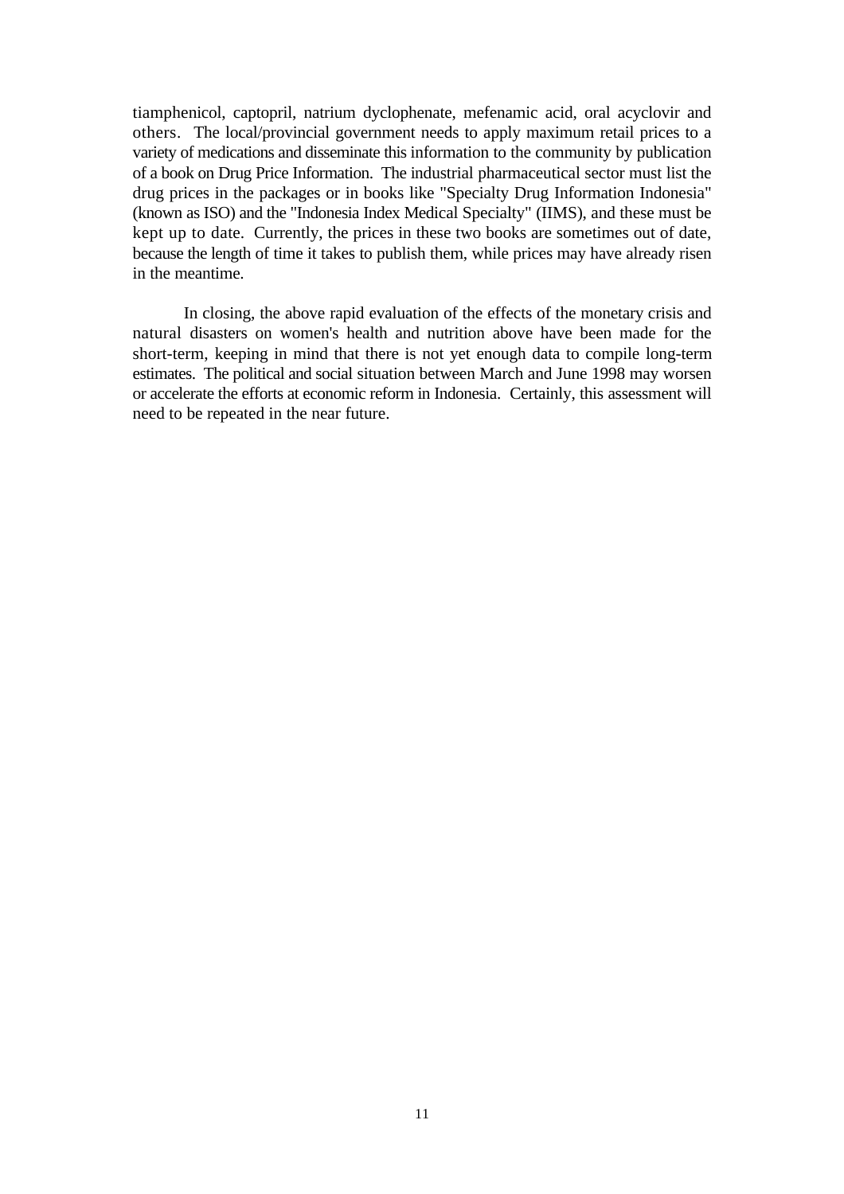tiamphenicol, captopril, natrium dyclophenate, mefenamic acid, oral acyclovir and others. The local/provincial government needs to apply maximum retail prices to a variety of medications and disseminate this information to the community by publication of a book on Drug Price Information. The industrial pharmaceutical sector must list the drug prices in the packages or in books like "Specialty Drug Information Indonesia" (known as ISO) and the "Indonesia Index Medical Specialty" (IIMS), and these must be kept up to date. Currently, the prices in these two books are sometimes out of date, because the length of time it takes to publish them, while prices may have already risen in the meantime.

In closing, the above rapid evaluation of the effects of the monetary crisis and natural disasters on women's health and nutrition above have been made for the short-term, keeping in mind that there is not yet enough data to compile long-term estimates. The political and social situation between March and June 1998 may worsen or accelerate the efforts at economic reform in Indonesia. Certainly, this assessment will need to be repeated in the near future.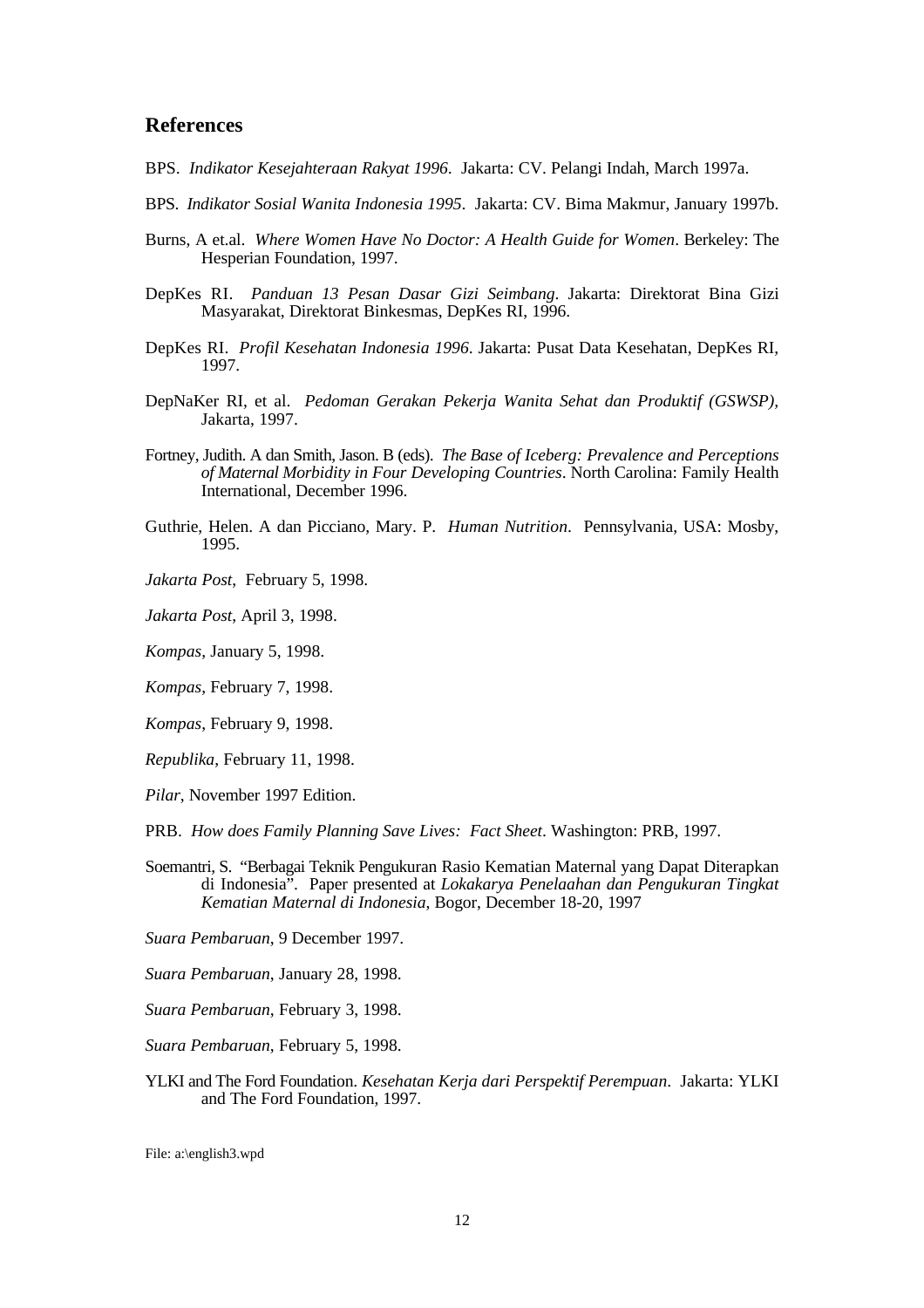## References

BPS. *Indikator Kesejahteraan Rakyat 1996*. Jakarta: CV. Pelangi Indah, March 1997a.

BPS. *Indikator Sosial Wanita Indonesia 1995*. Jakarta: CV. Bima Makmur, January 1997b.

Burns, A et.al. *Where Women Have No Doctor: A Health Guide for Women*. Berkeley: The Hesperian Foundation, 1997.

DepKes RI. *Panduan 13 Pesan Dasar Gizi Seimbang*. Jakarta: Direktorat Bina Gizi Masyarakat, Direktorat Binkesmas, DepKes RI, 1996.

DepKes RI. *Profil Kesehatan Indonesia 1996*. Jakarta: Pusat Data Kesehatan, DepKes RI, 1997.

DepNaKer RI, et al. *Pedoman Gerakan Pekerja Wanita Sehat dan Produktif (GSWSP)*, Jakarta, 1997.

Fortney, Judith. A dan Smith, Jason. B (eds). *The Base of Iceberg: Prevalence and Perceptions of Maternal Morbidity in Four Developing Countries*. North Carolina: Family Health International, December 1996.

Guthrie, Helen. A dan Picciano, Mary. P. *Human Nutrition*. Pennsylvania, USA: Mosby, 1995.

*Jakarta Post*, February 5, 1998.

*Jakarta Post*, April 3, 1998.

*Kompas*, January 5, 1998.

*Kompas*, February 7, 1998.

*Kompas*, February 9, 1998.

*Republika*, February 11, 1998.

*Pilar*, November 1997 Edition.

PRB. *How does Family Planning Save Lives: Fact Sheet*. Washington: PRB, 1997.

Soemantri, S. "Berbagai Teknik Pengukuran Rasio Kematian Maternal yang Dapat Diterapkan di Indonesia". Paper presented at *Lokakarya Penelaahan dan Pengukuran Tingkat Kematian Maternal di Indonesia*, Bogor, December 18-20, 1997

*Suara Pembaruan*, 9 December 1997.

*Suara Pembaruan*, January 28, 1998.

*Suara Pembaruan*, February 3, 1998.

*Suara Pembaruan*, February 5, 1998.

YLKI and The Ford Foundation. *Kesehatan Kerja dari Perspektif Perempuan*. Jakarta: YLKI and The Ford Foundation, 1997.

File: a:\english3.wpd